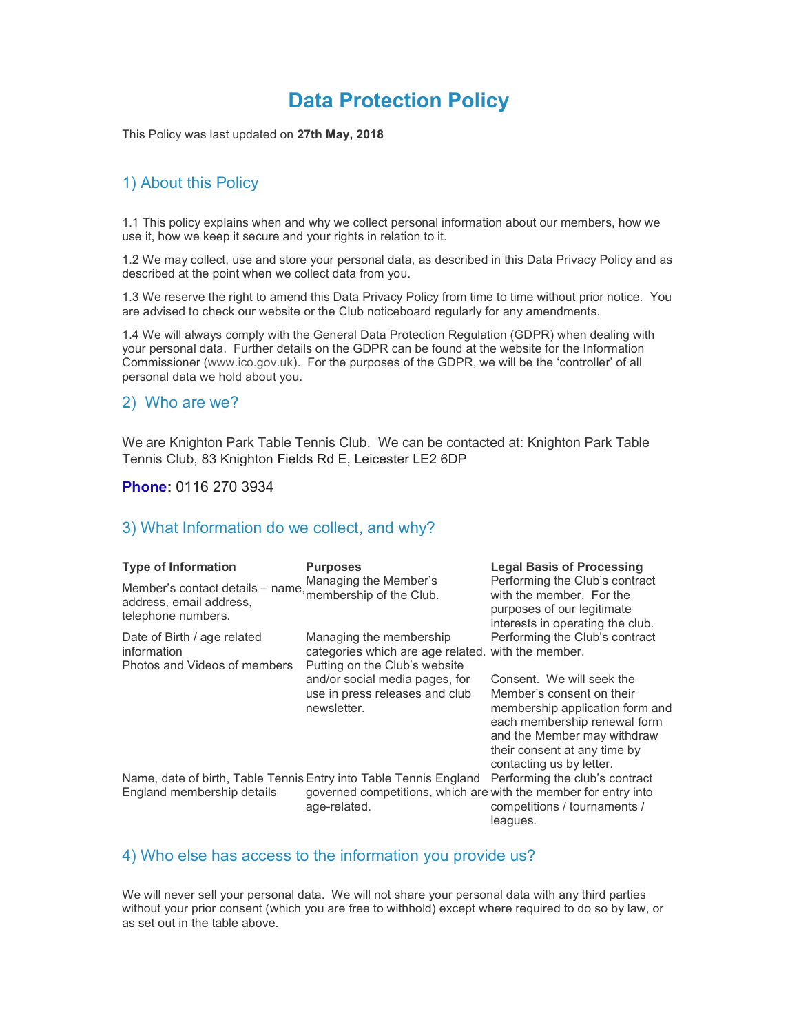# Data Protection Policy

This Policy was last updated on **27th May, 2018**

## 1) About this Policy

1.1 This policy explains when and why we collect personal information about our members, how we use it, how we keep it secure and your rights in relation to it.

1.2 We may collect, use and store your personal data, as described in this Data Privacy Policy and as described at the point when we collect data from you.

1.3 We reserve the right to amend this Data Privacy Policy from time to time without prior notice. You are advised to check our website or the Club noticeboard regularly for any amendments.

1.4 We will always comply with the General Data Protection Regulation (GDPR) when dealing with your personal data. Further details on the GDPR can be found at the website for the Information Commissioner (www.ico.gov.uk). For the purposes of the GDPR, we will be the 'controller' of all personal data we hold about you.

## 2) Who are we?

We are Knighton Park Table Tennis Club. We can be contacted at: Knighton Park Table Tennis Club, 83 Knighton Fields Rd E, Leicester LE2 6DP

**Phone:** 0116 270 3934

## 3) What Information do we collect, and why?

| Type of Information | Purposes | Legal Basis of Processing |
|---|---|---|
| Member's contact details – name, address, email address, telephone numbers. | Managing the Member's membership of the Club. | Performing the Club's contract with the member. For the purposes of our legitimate interests in operating the club. |
| Date of Birth / age related information | Managing the membership categories which are age related. | Performing the Club's contract with the member. |
| Photos and Videos of members | Putting on the Club's website and/or social media pages, for use in press releases and club newsletter. | Consent. We will seek the Member's consent on their membership application form and each membership renewal form and the Member may withdraw their consent at any time by contacting us by letter. |
| Name, date of birth, Table Tennis England membership details | Entry into Table Tennis England governed competitions, which are age-related. | Performing the club's contract with the member for entry into competitions / tournaments / leagues. |

## 4) Who else has access to the information you provide us?

We will never sell your personal data. We will not share your personal data with any third parties without your prior consent (which you are free to withhold) except where required to do so by law, or as set out in the table above.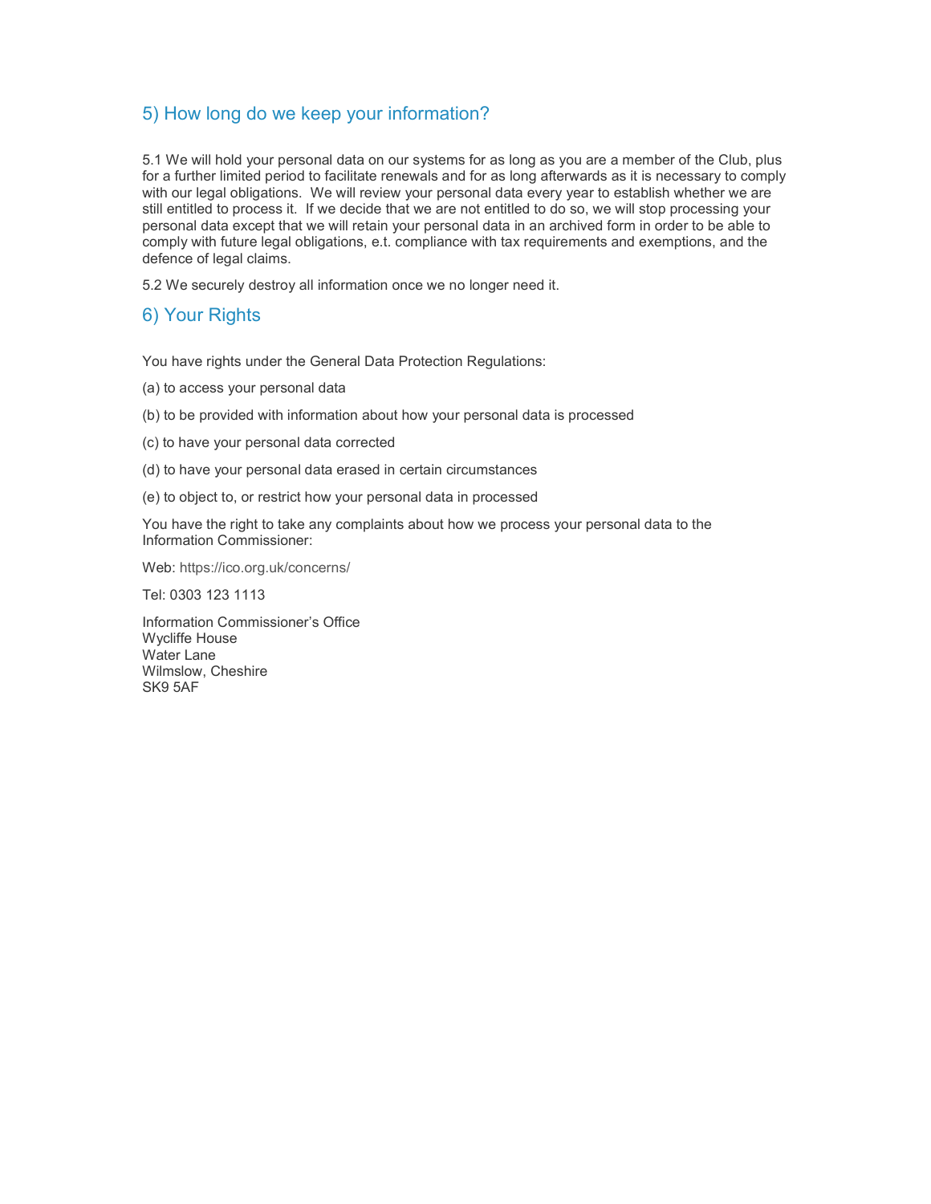## 5) How long do we keep your information?

5.1 We will hold your personal data on our systems for as long as you are a member of the Club, plus for a further limited period to facilitate renewals and for as long afterwards as it is necessary to comply with our legal obligations. We will review your personal data every year to establish whether we are still entitled to process it. If we decide that we are not entitled to do so, we will stop processing your personal data except that we will retain your personal data in an archived form in order to be able to comply with future legal obligations, e.t. compliance with tax requirements and exemptions, and the defence of legal claims.

5.2 We securely destroy all information once we no longer need it.

## 6) Your Rights

You have rights under the General Data Protection Regulations:

(a) to access your personal data

(b) to be provided with information about how your personal data is processed

(c) to have your personal data corrected

(d) to have your personal data erased in certain circumstances

(e) to object to, or restrict how your personal data in processed

You have the right to take any complaints about how we process your personal data to the Information Commissioner:

Web: https://ico.org.uk/concerns/

Tel: 0303 123 1113

Information Commissioner's Office
Wycliffe House
Water Lane
Wilmslow, Cheshire
SK9 5AF